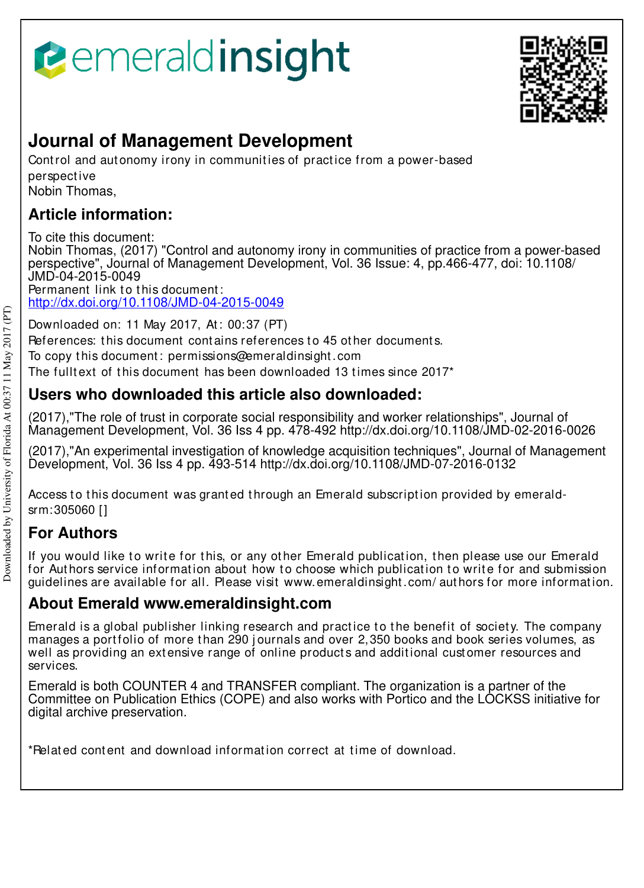emeraldinsight

# Journal of Management Development

Control and autonomy irony in communities of practice from a power-based perspective
Nobin Thomas,

## Article information:

To cite this document:
Nobin Thomas, (2017) "Control and autonomy irony in communities of practice from a power-based perspective", Journal of Management Development, Vol. 36 Issue: 4, pp.466-477, doi: 10.1108/JMD-04-2015-0049
Permanent link to this document:
http://dx.doi.org/10.1108/JMD-04-2015-0049

Downloaded on: 11 May 2017, At: 00:37 (PT)
References: this document contains references to 45 other documents.
To copy this document: permissions@emeraldinsight.com
The fulltext of this document has been downloaded 13 times since 2017*

## Users who downloaded this article also downloaded:

(2017),"The role of trust in corporate social responsibility and worker relationships", Journal of Management Development, Vol. 36 Iss 4 pp. 478-492 http://dx.doi.org/10.1108/JMD-02-2016-0026

(2017),"An experimental investigation of knowledge acquisition techniques", Journal of Management Development, Vol. 36 Iss 4 pp. 493-514 http://dx.doi.org/10.1108/JMD-07-2016-0132

Access to this document was granted through an Emerald subscription provided by emerald-srm:305060 []

## For Authors

If you would like to write for this, or any other Emerald publication, then please use our Emerald for Authors service information about how to choose which publication to write for and submission guidelines are available for all. Please visit www.emeraldinsight.com/authors for more information.

## About Emerald www.emeraldinsight.com

Emerald is a global publisher linking research and practice to the benefit of society. The company manages a portfolio of more than 290 journals and over 2,350 books and book series volumes, as well as providing an extensive range of online products and additional customer resources and services.

Emerald is both COUNTER 4 and TRANSFER compliant. The organization is a partner of the Committee on Publication Ethics (COPE) and also works with Portico and the LOCKSS initiative for digital archive preservation.

*Related content and download information correct at time of download.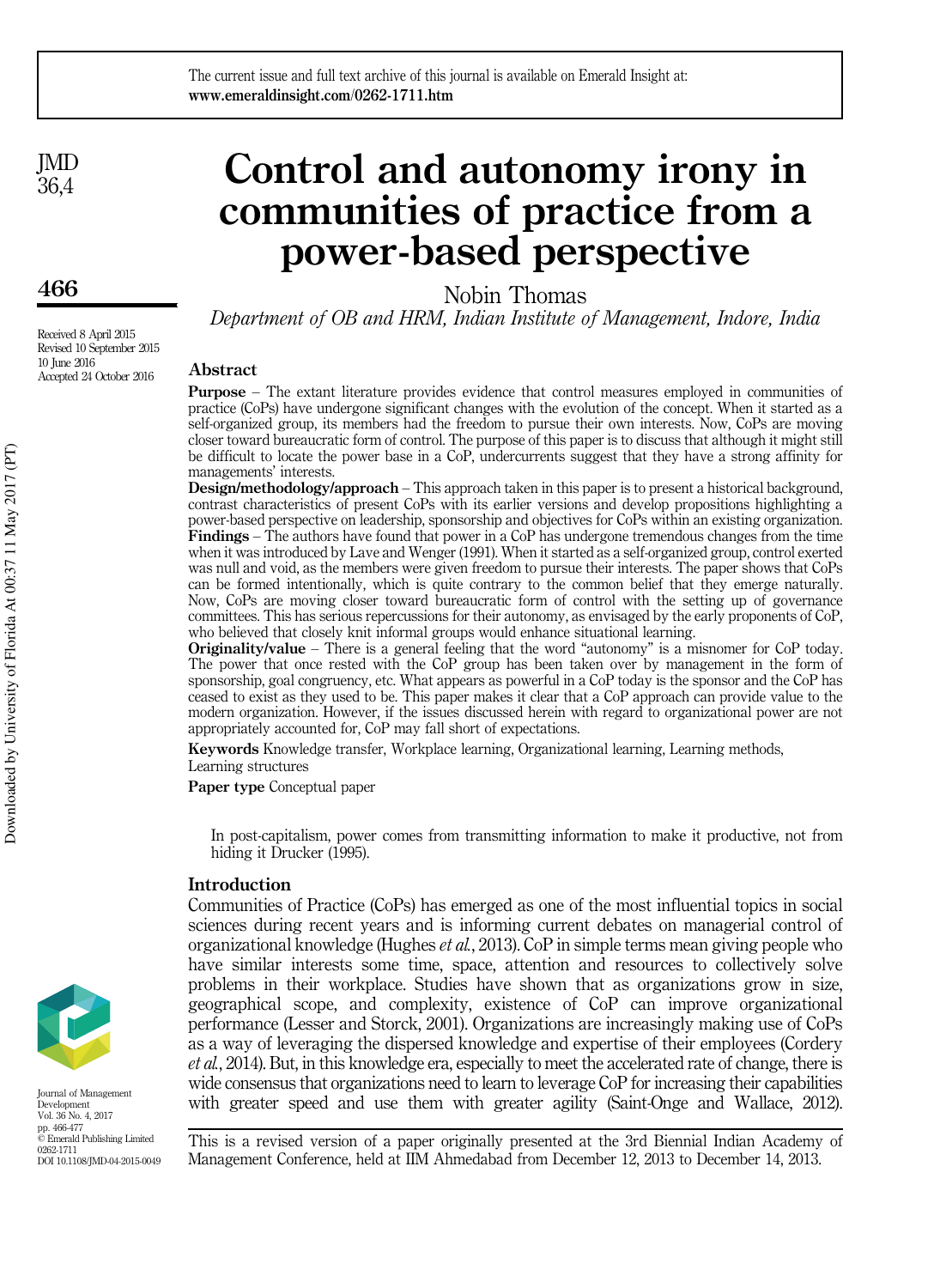# Control and autonomy irony in communities of practice from a power-based perspective

Nobin Thomas

*Department of OB and HRM, Indian Institute of Management, Indore, India*

Received 8 April 2015
Revised 10 September 2015
10 June 2016
Accepted 24 October 2016

## Abstract

**Purpose** – The extant literature provides evidence that control measures employed in communities of practice (CoPs) have undergone significant changes with the evolution of the concept. When it started as a self-organized group, its members had the freedom to pursue their own interests. Now, CoPs are moving closer toward bureaucratic form of control. The purpose of this paper is to discuss that although it might still be difficult to locate the power base in a CoP, undercurrents suggest that they have a strong affinity for managements' interests.

**Design/methodology/approach** – This approach taken in this paper is to present a historical background, contrast characteristics of present CoPs with its earlier versions and develop propositions highlighting a power-based perspective on leadership, sponsorship and objectives for CoPs within an existing organization.

**Findings** – The authors have found that power in a CoP has undergone tremendous changes from the time when it was introduced by Lave and Wenger (1991). When it started as a self-organized group, control exerted was null and void, as the members were given freedom to pursue their interests. The paper shows that CoPs can be formed intentionally, which is quite contrary to the common belief that they emerge naturally. Now, CoPs are moving closer toward bureaucratic form of control with the setting up of governance committees. This has serious repercussions for their autonomy, as envisaged by the early proponents of CoP, who believed that closely knit informal groups would enhance situational learning.

**Originality/value** – There is a general feeling that the word "autonomy" is a misnomer for CoP today. The power that once rested with the CoP group has been taken over by management in the form of sponsorship, goal congruency, etc. What appears as powerful in a CoP today is the sponsor and the CoP has ceased to exist as they used to be. This paper makes it clear that a CoP approach can provide value to the modern organization. However, if the issues discussed herein with regard to organizational power are not appropriately accounted for, CoP may fall short of expectations.

**Keywords** Knowledge transfer, Workplace learning, Organizational learning, Learning methods, Learning structures

**Paper type** Conceptual paper

> In post-capitalism, power comes from transmitting information to make it productive, not from hiding it Drucker (1995).

## Introduction

Communities of Practice (CoPs) has emerged as one of the most influential topics in social sciences during recent years and is informing current debates on managerial control of organizational knowledge (Hughes *et al.*, 2013). CoP in simple terms mean giving people who have similar interests some time, space, attention and resources to collectively solve problems in their workplace. Studies have shown that as organizations grow in size, geographical scope, and complexity, existence of CoP can improve organizational performance (Lesser and Storck, 2001). Organizations are increasingly making use of CoPs as a way of leveraging the dispersed knowledge and expertise of their employees (Cordery *et al.*, 2014). But, in this knowledge era, especially to meet the accelerated rate of change, there is wide consensus that organizations need to learn to leverage CoP for increasing their capabilities with greater speed and use them with greater agility (Saint-Onge and Wallace, 2012).

This is a revised version of a paper originally presented at the 3rd Biennial Indian Academy of Management Conference, held at IIM Ahmedabad from December 12, 2013 to December 14, 2013.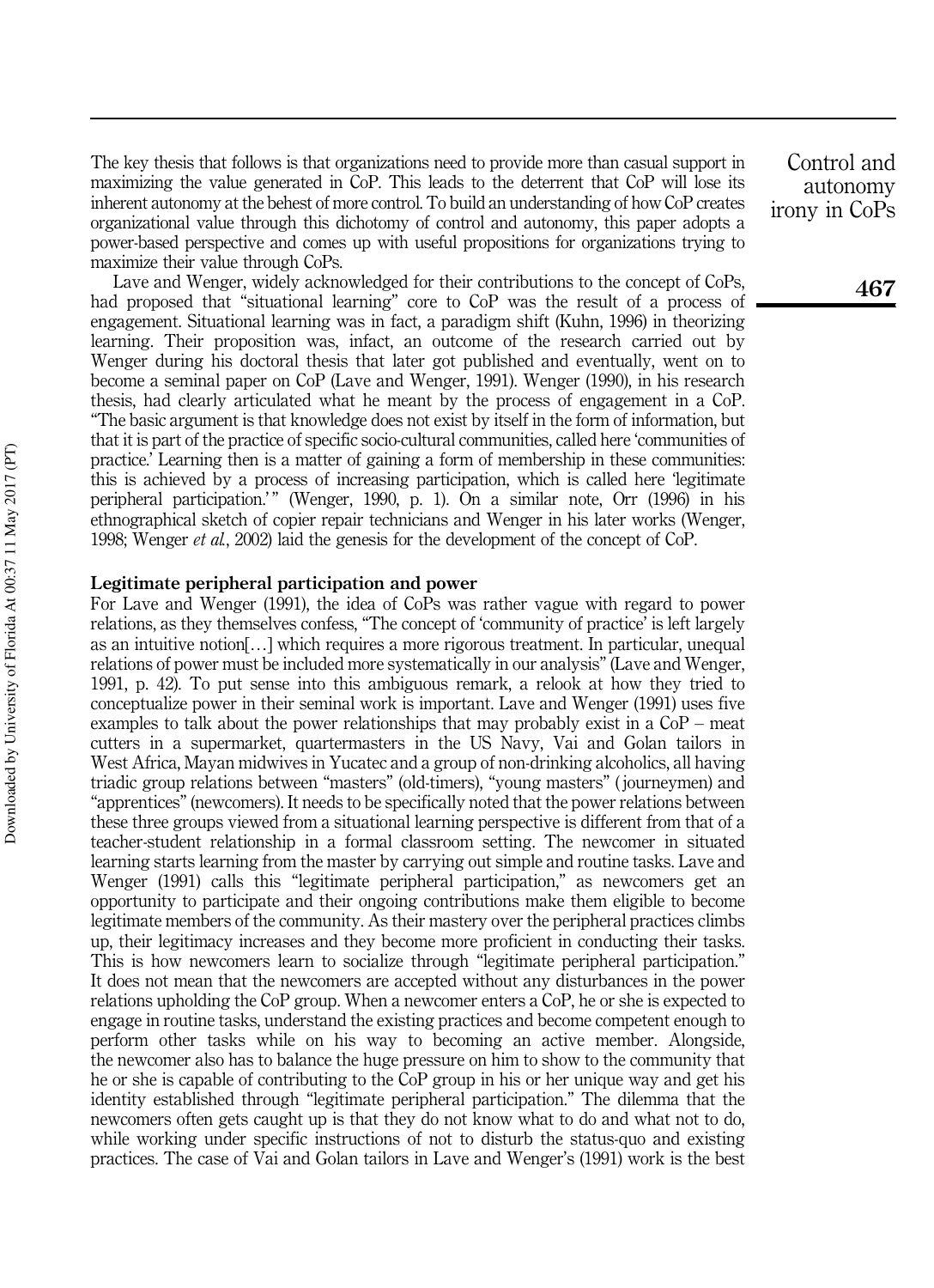The key thesis that follows is that organizations need to provide more than casual support in maximizing the value generated in CoP. This leads to the deterrent that CoP will lose its inherent autonomy at the behest of more control. To build an understanding of how CoP creates organizational value through this dichotomy of control and autonomy, this paper adopts a power-based perspective and comes up with useful propositions for organizations trying to maximize their value through CoPs.

Lave and Wenger, widely acknowledged for their contributions to the concept of CoPs, had proposed that "situational learning" core to CoP was the result of a process of engagement. Situational learning was in fact, a paradigm shift (Kuhn, 1996) in theorizing learning. Their proposition was, infact, an outcome of the research carried out by Wenger during his doctoral thesis that later got published and eventually, went on to become a seminal paper on CoP (Lave and Wenger, 1991). Wenger (1990), in his research thesis, had clearly articulated what he meant by the process of engagement in a CoP. "The basic argument is that knowledge does not exist by itself in the form of information, but that it is part of the practice of specific socio-cultural communities, called here 'communities of practice.' Learning then is a matter of gaining a form of membership in these communities: this is achieved by a process of increasing participation, which is called here 'legitimate peripheral participation.'" (Wenger, 1990, p. 1). On a similar note, Orr (1996) in his ethnographical sketch of copier repair technicians and Wenger in his later works (Wenger, 1998; Wenger *et al.*, 2002) laid the genesis for the development of the concept of CoP.

## Legitimate peripheral participation and power

For Lave and Wenger (1991), the idea of CoPs was rather vague with regard to power relations, as they themselves confess, "The concept of 'community of practice' is left largely as an intuitive notion[…] which requires a more rigorous treatment. In particular, unequal relations of power must be included more systematically in our analysis" (Lave and Wenger, 1991, p. 42). To put sense into this ambiguous remark, a relook at how they tried to conceptualize power in their seminal work is important. Lave and Wenger (1991) uses five examples to talk about the power relationships that may probably exist in a CoP – meat cutters in a supermarket, quartermasters in the US Navy, Vai and Golan tailors in West Africa, Mayan midwives in Yucatec and a group of non-drinking alcoholics, all having triadic group relations between "masters" (old-timers), "young masters" (journeymen) and "apprentices" (newcomers). It needs to be specifically noted that the power relations between these three groups viewed from a situational learning perspective is different from that of a teacher-student relationship in a formal classroom setting. The newcomer in situated learning starts learning from the master by carrying out simple and routine tasks. Lave and Wenger (1991) calls this "legitimate peripheral participation," as newcomers get an opportunity to participate and their ongoing contributions make them eligible to become legitimate members of the community. As their mastery over the peripheral practices climbs up, their legitimacy increases and they become more proficient in conducting their tasks. This is how newcomers learn to socialize through "legitimate peripheral participation." It does not mean that the newcomers are accepted without any disturbances in the power relations upholding the CoP group. When a newcomer enters a CoP, he or she is expected to engage in routine tasks, understand the existing practices and become competent enough to perform other tasks while on his way to becoming an active member. Alongside, the newcomer also has to balance the huge pressure on him to show to the community that he or she is capable of contributing to the CoP group in his or her unique way and get his identity established through "legitimate peripheral participation." The dilemma that the newcomers often gets caught up is that they do not know what to do and what not to do, while working under specific instructions of not to disturb the status-quo and existing practices. The case of Vai and Golan tailors in Lave and Wenger's (1991) work is the best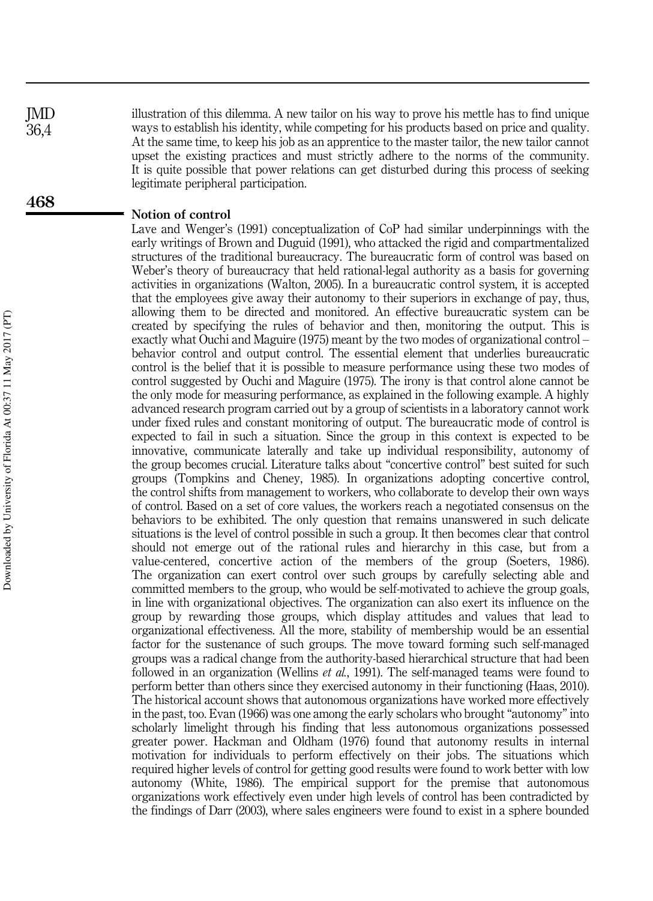illustration of this dilemma. A new tailor on his way to prove his mettle has to find unique ways to establish his identity, while competing for his products based on price and quality. At the same time, to keep his job as an apprentice to the master tailor, the new tailor cannot upset the existing practices and must strictly adhere to the norms of the community. It is quite possible that power relations can get disturbed during this process of seeking legitimate peripheral participation.

## Notion of control

Lave and Wenger's (1991) conceptualization of CoP had similar underpinnings with the early writings of Brown and Duguid (1991), who attacked the rigid and compartmentalized structures of the traditional bureaucracy. The bureaucratic form of control was based on Weber's theory of bureaucracy that held rational-legal authority as a basis for governing activities in organizations (Walton, 2005). In a bureaucratic control system, it is accepted that the employees give away their autonomy to their superiors in exchange of pay, thus, allowing them to be directed and monitored. An effective bureaucratic system can be created by specifying the rules of behavior and then, monitoring the output. This is exactly what Ouchi and Maguire (1975) meant by the two modes of organizational control – behavior control and output control. The essential element that underlies bureaucratic control is the belief that it is possible to measure performance using these two modes of control suggested by Ouchi and Maguire (1975). The irony is that control alone cannot be the only mode for measuring performance, as explained in the following example. A highly advanced research program carried out by a group of scientists in a laboratory cannot work under fixed rules and constant monitoring of output. The bureaucratic mode of control is expected to fail in such a situation. Since the group in this context is expected to be innovative, communicate laterally and take up individual responsibility, autonomy of the group becomes crucial. Literature talks about "concertive control" best suited for such groups (Tompkins and Cheney, 1985). In organizations adopting concertive control, the control shifts from management to workers, who collaborate to develop their own ways of control. Based on a set of core values, the workers reach a negotiated consensus on the behaviors to be exhibited. The only question that remains unanswered in such delicate situations is the level of control possible in such a group. It then becomes clear that control should not emerge out of the rational rules and hierarchy in this case, but from a value-centered, concertive action of the members of the group (Soeters, 1986). The organization can exert control over such groups by carefully selecting able and committed members to the group, who would be self-motivated to achieve the group goals, in line with organizational objectives. The organization can also exert its influence on the group by rewarding those groups, which display attitudes and values that lead to organizational effectiveness. All the more, stability of membership would be an essential factor for the sustenance of such groups. The move toward forming such self-managed groups was a radical change from the authority-based hierarchical structure that had been followed in an organization (Wellins *et al.*, 1991). The self-managed teams were found to perform better than others since they exercised autonomy in their functioning (Haas, 2010). The historical account shows that autonomous organizations have worked more effectively in the past, too. Evan (1966) was one among the early scholars who brought "autonomy" into scholarly limelight through his finding that less autonomous organizations possessed greater power. Hackman and Oldham (1976) found that autonomy results in internal motivation for individuals to perform effectively on their jobs. The situations which required higher levels of control for getting good results were found to work better with low autonomy (White, 1986). The empirical support for the premise that autonomous organizations work effectively even under high levels of control has been contradicted by the findings of Darr (2003), where sales engineers were found to exist in a sphere bounded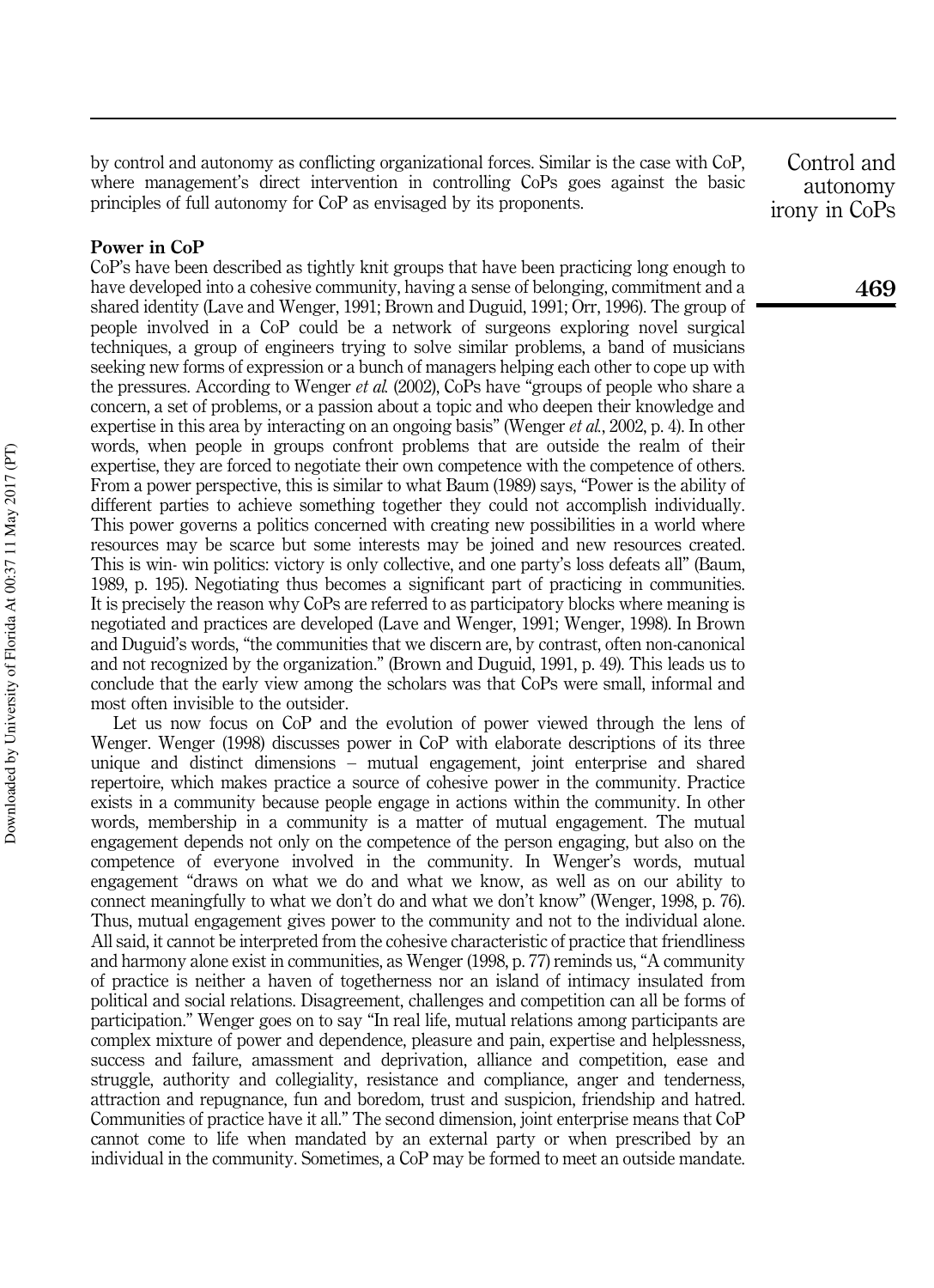by control and autonomy as conflicting organizational forces. Similar is the case with CoP, where management's direct intervention in controlling CoPs goes against the basic principles of full autonomy for CoP as envisaged by its proponents.

## Power in CoP

CoP's have been described as tightly knit groups that have been practicing long enough to have developed into a cohesive community, having a sense of belonging, commitment and a shared identity (Lave and Wenger, 1991; Brown and Duguid, 1991; Orr, 1996). The group of people involved in a CoP could be a network of surgeons exploring novel surgical techniques, a group of engineers trying to solve similar problems, a band of musicians seeking new forms of expression or a bunch of managers helping each other to cope up with the pressures. According to Wenger *et al.* (2002), CoPs have "groups of people who share a concern, a set of problems, or a passion about a topic and who deepen their knowledge and expertise in this area by interacting on an ongoing basis" (Wenger *et al.*, 2002, p. 4). In other words, when people in groups confront problems that are outside the realm of their expertise, they are forced to negotiate their own competence with the competence of others. From a power perspective, this is similar to what Baum (1989) says, "Power is the ability of different parties to achieve something together they could not accomplish individually. This power governs a politics concerned with creating new possibilities in a world where resources may be scarce but some interests may be joined and new resources created. This is win- win politics: victory is only collective, and one party's loss defeats all" (Baum, 1989, p. 195). Negotiating thus becomes a significant part of practicing in communities. It is precisely the reason why CoPs are referred to as participatory blocks where meaning is negotiated and practices are developed (Lave and Wenger, 1991; Wenger, 1998). In Brown and Duguid's words, "the communities that we discern are, by contrast, often non-canonical and not recognized by the organization." (Brown and Duguid, 1991, p. 49). This leads us to conclude that the early view among the scholars was that CoPs were small, informal and most often invisible to the outsider.

Let us now focus on CoP and the evolution of power viewed through the lens of Wenger. Wenger (1998) discusses power in CoP with elaborate descriptions of its three unique and distinct dimensions – mutual engagement, joint enterprise and shared repertoire, which makes practice a source of cohesive power in the community. Practice exists in a community because people engage in actions within the community. In other words, membership in a community is a matter of mutual engagement. The mutual engagement depends not only on the competence of the person engaging, but also on the competence of everyone involved in the community. In Wenger's words, mutual engagement "draws on what we do and what we know, as well as on our ability to connect meaningfully to what we don't do and what we don't know" (Wenger, 1998, p. 76). Thus, mutual engagement gives power to the community and not to the individual alone. All said, it cannot be interpreted from the cohesive characteristic of practice that friendliness and harmony alone exist in communities, as Wenger (1998, p. 77) reminds us, "A community of practice is neither a haven of togetherness nor an island of intimacy insulated from political and social relations. Disagreement, challenges and competition can all be forms of participation." Wenger goes on to say "In real life, mutual relations among participants are complex mixture of power and dependence, pleasure and pain, expertise and helplessness, success and failure, amassment and deprivation, alliance and competition, ease and struggle, authority and collegiality, resistance and compliance, anger and tenderness, attraction and repugnance, fun and boredom, trust and suspicion, friendship and hatred. Communities of practice have it all." The second dimension, joint enterprise means that CoP cannot come to life when mandated by an external party or when prescribed by an individual in the community. Sometimes, a CoP may be formed to meet an outside mandate.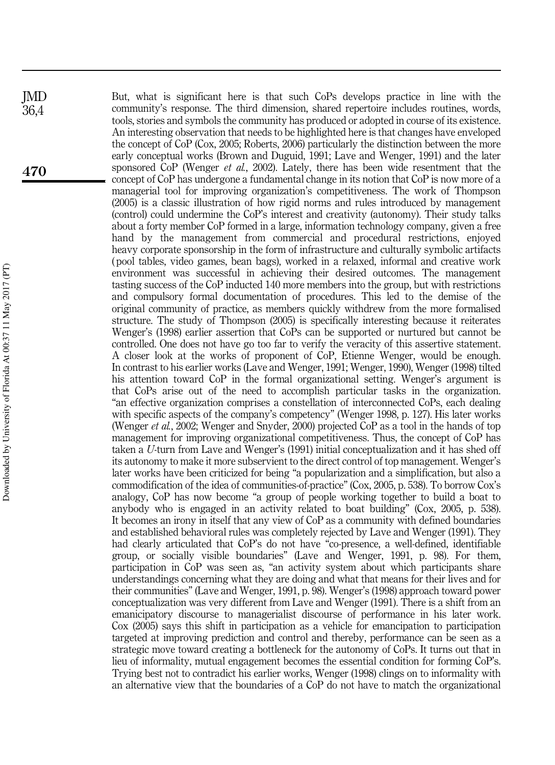But, what is significant here is that such CoPs develops practice in line with the community's response. The third dimension, shared repertoire includes routines, words, tools, stories and symbols the community has produced or adopted in course of its existence. An interesting observation that needs to be highlighted here is that changes have enveloped the concept of CoP (Cox, 2005; Roberts, 2006) particularly the distinction between the more early conceptual works (Brown and Duguid, 1991; Lave and Wenger, 1991) and the later sponsored CoP (Wenger *et al.*, 2002). Lately, there has been wide resentment that the concept of CoP has undergone a fundamental change in its notion that CoP is now more of a managerial tool for improving organization's competitiveness. The work of Thompson (2005) is a classic illustration of how rigid norms and rules introduced by management (control) could undermine the CoP's interest and creativity (autonomy). Their study talks about a forty member CoP formed in a large, information technology company, given a free hand by the management from commercial and procedural restrictions, enjoyed heavy corporate sponsorship in the form of infrastructure and culturally symbolic artifacts (pool tables, video games, bean bags), worked in a relaxed, informal and creative work environment was successful in achieving their desired outcomes. The management tasting success of the CoP inducted 140 more members into the group, but with restrictions and compulsory formal documentation of procedures. This led to the demise of the original community of practice, as members quickly withdrew from the more formalised structure. The study of Thompson (2005) is specifically interesting because it reiterates Wenger's (1998) earlier assertion that CoPs can be supported or nurtured but cannot be controlled. One does not have go too far to verify the veracity of this assertive statement. A closer look at the works of proponent of CoP, Etienne Wenger, would be enough. In contrast to his earlier works (Lave and Wenger, 1991; Wenger, 1990), Wenger (1998) tilted his attention toward CoP in the formal organizational setting. Wenger's argument is that CoPs arise out of the need to accomplish particular tasks in the organization. "an effective organization comprises a constellation of interconnected CoPs, each dealing with specific aspects of the company's competency" (Wenger 1998, p. 127). His later works (Wenger *et al.*, 2002; Wenger and Snyder, 2000) projected CoP as a tool in the hands of top management for improving organizational competitiveness. Thus, the concept of CoP has taken a *U*-turn from Lave and Wenger's (1991) initial conceptualization and it has shed off its autonomy to make it more subservient to the direct control of top management. Wenger's later works have been criticized for being "a popularization and a simplification, but also a commodification of the idea of communities-of-practice" (Cox, 2005, p. 538). To borrow Cox's analogy, CoP has now become "a group of people working together to build a boat to anybody who is engaged in an activity related to boat building" (Cox, 2005, p. 538). It becomes an irony in itself that any view of CoP as a community with defined boundaries and established behavioral rules was completely rejected by Lave and Wenger (1991). They had clearly articulated that CoP's do not have "co-presence, a well-defined, identifiable group, or socially visible boundaries" (Lave and Wenger, 1991, p. 98). For them, participation in CoP was seen as, "an activity system about which participants share understandings concerning what they are doing and what that means for their lives and for their communities" (Lave and Wenger, 1991, p. 98). Wenger's (1998) approach toward power conceptualization was very different from Lave and Wenger (1991). There is a shift from an emanicipatory discourse to managerialist discourse of performance in his later work. Cox (2005) says this shift in participation as a vehicle for emancipation to participation targeted at improving prediction and control and thereby, performance can be seen as a strategic move toward creating a bottleneck for the autonomy of CoPs. It turns out that in lieu of informality, mutual engagement becomes the essential condition for forming CoP's. Trying best not to contradict his earlier works, Wenger (1998) clings on to informality with an alternative view that the boundaries of a CoP do not have to match the organizational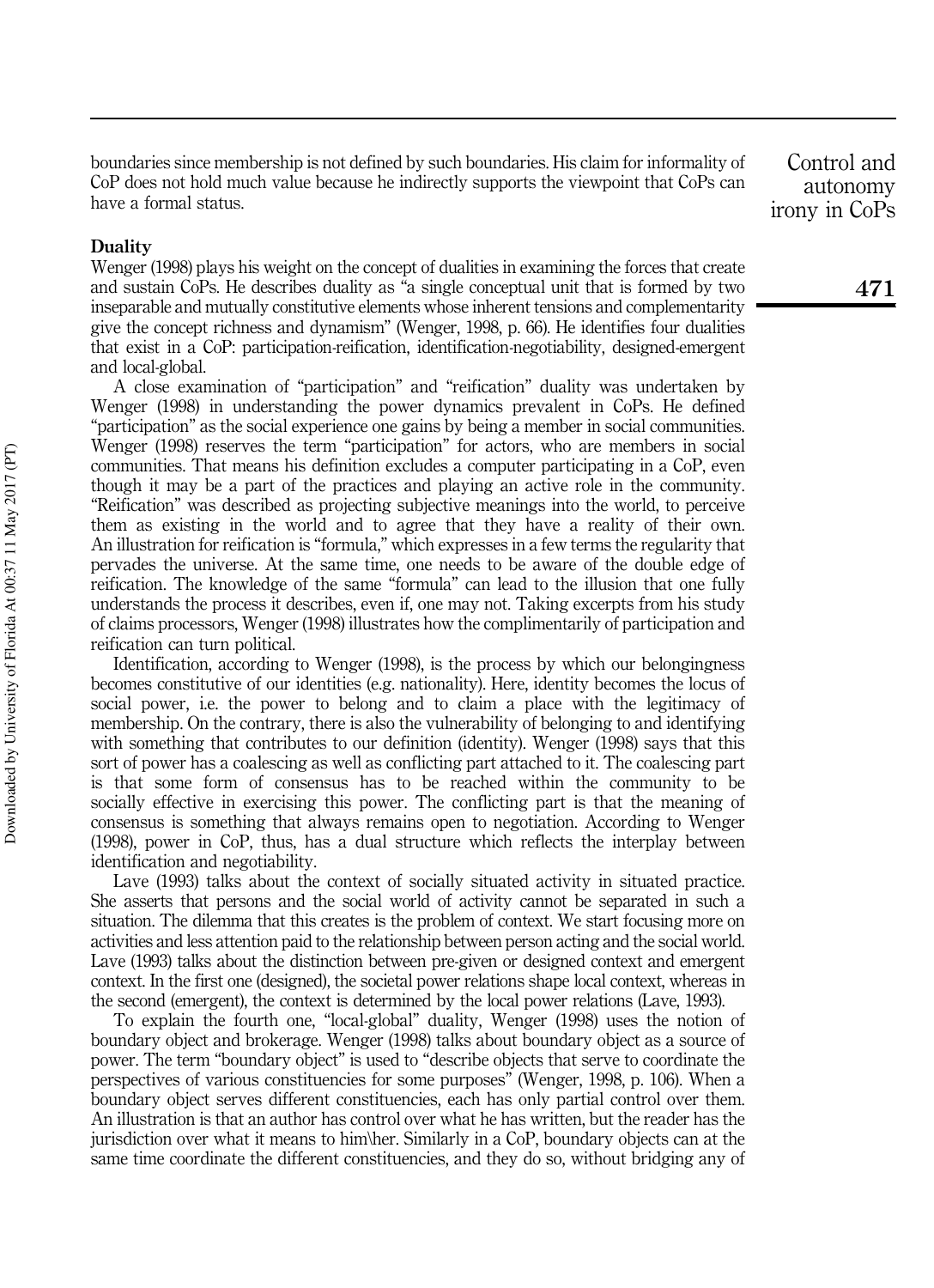boundaries since membership is not defined by such boundaries. His claim for informality of CoP does not hold much value because he indirectly supports the viewpoint that CoPs can have a formal status.

### Duality

Wenger (1998) plays his weight on the concept of dualities in examining the forces that create and sustain CoPs. He describes duality as "a single conceptual unit that is formed by two inseparable and mutually constitutive elements whose inherent tensions and complementarity give the concept richness and dynamism" (Wenger, 1998, p. 66). He identifies four dualities that exist in a CoP: participation-reification, identification-negotiability, designed-emergent and local-global.

A close examination of "participation" and "reification" duality was undertaken by Wenger (1998) in understanding the power dynamics prevalent in CoPs. He defined "participation" as the social experience one gains by being a member in social communities. Wenger (1998) reserves the term "participation" for actors, who are members in social communities. That means his definition excludes a computer participating in a CoP, even though it may be a part of the practices and playing an active role in the community. "Reification" was described as projecting subjective meanings into the world, to perceive them as existing in the world and to agree that they have a reality of their own. An illustration for reification is "formula," which expresses in a few terms the regularity that pervades the universe. At the same time, one needs to be aware of the double edge of reification. The knowledge of the same "formula" can lead to the illusion that one fully understands the process it describes, even if, one may not. Taking excerpts from his study of claims processors, Wenger (1998) illustrates how the complimentarily of participation and reification can turn political.

Identification, according to Wenger (1998), is the process by which our belongingness becomes constitutive of our identities (e.g. nationality). Here, identity becomes the locus of social power, i.e. the power to belong and to claim a place with the legitimacy of membership. On the contrary, there is also the vulnerability of belonging to and identifying with something that contributes to our definition (identity). Wenger (1998) says that this sort of power has a coalescing as well as conflicting part attached to it. The coalescing part is that some form of consensus has to be reached within the community to be socially effective in exercising this power. The conflicting part is that the meaning of consensus is something that always remains open to negotiation. According to Wenger (1998), power in CoP, thus, has a dual structure which reflects the interplay between identification and negotiability.

Lave (1993) talks about the context of socially situated activity in situated practice. She asserts that persons and the social world of activity cannot be separated in such a situation. The dilemma that this creates is the problem of context. We start focusing more on activities and less attention paid to the relationship between person acting and the social world. Lave (1993) talks about the distinction between pre-given or designed context and emergent context. In the first one (designed), the societal power relations shape local context, whereas in the second (emergent), the context is determined by the local power relations (Lave, 1993).

To explain the fourth one, "local-global" duality, Wenger (1998) uses the notion of boundary object and brokerage. Wenger (1998) talks about boundary object as a source of power. The term "boundary object" is used to "describe objects that serve to coordinate the perspectives of various constituencies for some purposes" (Wenger, 1998, p. 106). When a boundary object serves different constituencies, each has only partial control over them. An illustration is that an author has control over what he has written, but the reader has the jurisdiction over what it means to him\her. Similarly in a CoP, boundary objects can at the same time coordinate the different constituencies, and they do so, without bridging any of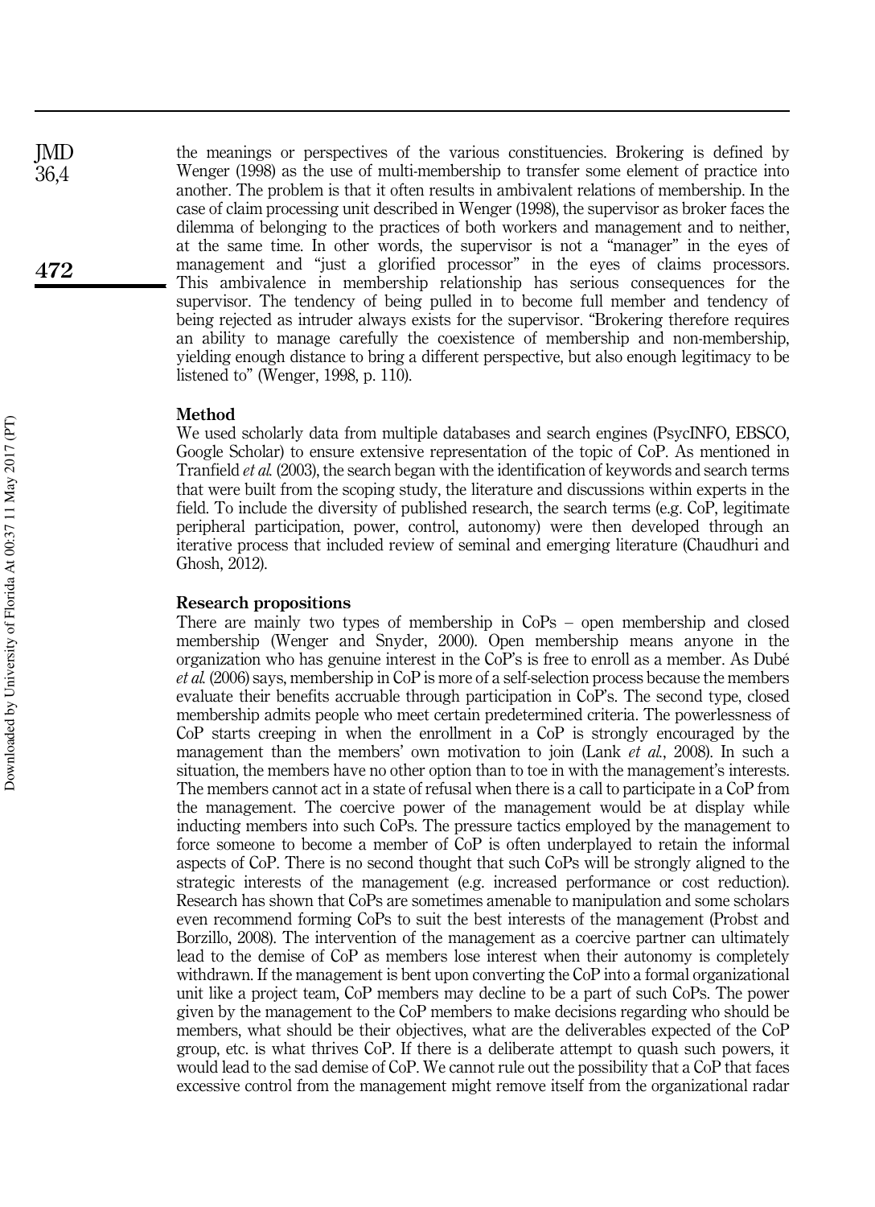the meanings or perspectives of the various constituencies. Brokering is defined by Wenger (1998) as the use of multi-membership to transfer some element of practice into another. The problem is that it often results in ambivalent relations of membership. In the case of claim processing unit described in Wenger (1998), the supervisor as broker faces the dilemma of belonging to the practices of both workers and management and to neither, at the same time. In other words, the supervisor is not a "manager" in the eyes of management and "just a glorified processor" in the eyes of claims processors. This ambivalence in membership relationship has serious consequences for the supervisor. The tendency of being pulled in to become full member and tendency of being rejected as intruder always exists for the supervisor. "Brokering therefore requires an ability to manage carefully the coexistence of membership and non-membership, yielding enough distance to bring a different perspective, but also enough legitimacy to be listened to" (Wenger, 1998, p. 110).

## Method

We used scholarly data from multiple databases and search engines (PsycINFO, EBSCO, Google Scholar) to ensure extensive representation of the topic of CoP. As mentioned in Tranfield *et al.* (2003), the search began with the identification of keywords and search terms that were built from the scoping study, the literature and discussions within experts in the field. To include the diversity of published research, the search terms (e.g. CoP, legitimate peripheral participation, power, control, autonomy) were then developed through an iterative process that included review of seminal and emerging literature (Chaudhuri and Ghosh, 2012).

## Research propositions

There are mainly two types of membership in CoPs – open membership and closed membership (Wenger and Snyder, 2000). Open membership means anyone in the organization who has genuine interest in the CoP's is free to enroll as a member. As Dubé *et al.* (2006) says, membership in CoP is more of a self-selection process because the members evaluate their benefits accruable through participation in CoP's. The second type, closed membership admits people who meet certain predetermined criteria. The powerlessness of CoP starts creeping in when the enrollment in a CoP is strongly encouraged by the management than the members' own motivation to join (Lank *et al.*, 2008). In such a situation, the members have no other option than to toe in with the management's interests. The members cannot act in a state of refusal when there is a call to participate in a CoP from the management. The coercive power of the management would be at display while inducting members into such CoPs. The pressure tactics employed by the management to force someone to become a member of CoP is often underplayed to retain the informal aspects of CoP. There is no second thought that such CoPs will be strongly aligned to the strategic interests of the management (e.g. increased performance or cost reduction). Research has shown that CoPs are sometimes amenable to manipulation and some scholars even recommend forming CoPs to suit the best interests of the management (Probst and Borzillo, 2008). The intervention of the management as a coercive partner can ultimately lead to the demise of CoP as members lose interest when their autonomy is completely withdrawn. If the management is bent upon converting the CoP into a formal organizational unit like a project team, CoP members may decline to be a part of such CoPs. The power given by the management to the CoP members to make decisions regarding who should be members, what should be their objectives, what are the deliverables expected of the CoP group, etc. is what thrives CoP. If there is a deliberate attempt to quash such powers, it would lead to the sad demise of CoP. We cannot rule out the possibility that a CoP that faces excessive control from the management might remove itself from the organizational radar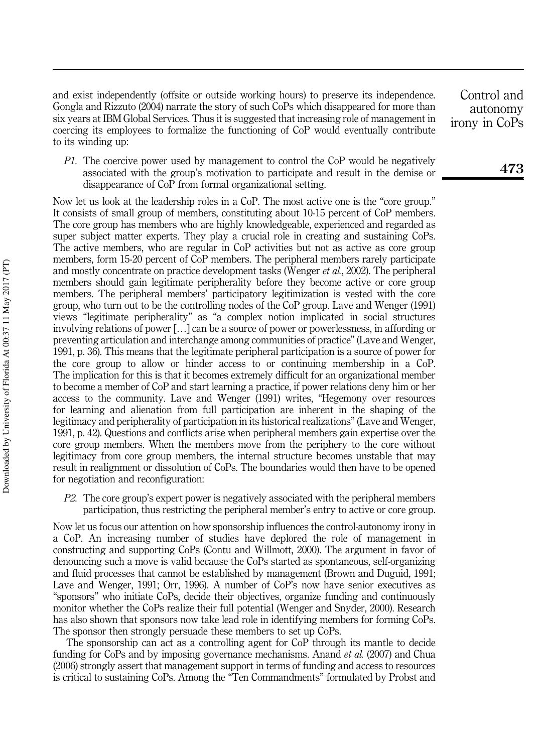and exist independently (offsite or outside working hours) to preserve its independence. Gongla and Rizzuto (2004) narrate the story of such CoPs which disappeared for more than six years at IBM Global Services. Thus it is suggested that increasing role of management in coercing its employees to formalize the functioning of CoP would eventually contribute to its winding up:

*P1*. The coercive power used by management to control the CoP would be negatively associated with the group's motivation to participate and result in the demise or disappearance of CoP from formal organizational setting.

Now let us look at the leadership roles in a CoP. The most active one is the "core group." It consists of small group of members, constituting about 10-15 percent of CoP members. The core group has members who are highly knowledgeable, experienced and regarded as super subject matter experts. They play a crucial role in creating and sustaining CoPs. The active members, who are regular in CoP activities but not as active as core group members, form 15-20 percent of CoP members. The peripheral members rarely participate and mostly concentrate on practice development tasks (Wenger *et al.*, 2002). The peripheral members should gain legitimate peripherality before they become active or core group members. The peripheral members' participatory legitimization is vested with the core group, who turn out to be the controlling nodes of the CoP group. Lave and Wenger (1991) views "legitimate peripherality" as "a complex notion implicated in social structures involving relations of power […] can be a source of power or powerlessness, in affording or preventing articulation and interchange among communities of practice" (Lave and Wenger, 1991, p. 36). This means that the legitimate peripheral participation is a source of power for the core group to allow or hinder access to or continuing membership in a CoP. The implication for this is that it becomes extremely difficult for an organizational member to become a member of CoP and start learning a practice, if power relations deny him or her access to the community. Lave and Wenger (1991) writes, "Hegemony over resources for learning and alienation from full participation are inherent in the shaping of the legitimacy and peripherality of participation in its historical realizations" (Lave and Wenger, 1991, p. 42). Questions and conflicts arise when peripheral members gain expertise over the core group members. When the members move from the periphery to the core without legitimacy from core group members, the internal structure becomes unstable that may result in realignment or dissolution of CoPs. The boundaries would then have to be opened for negotiation and reconfiguration:

*P2*. The core group's expert power is negatively associated with the peripheral members participation, thus restricting the peripheral member's entry to active or core group.

Now let us focus our attention on how sponsorship influences the control-autonomy irony in a CoP. An increasing number of studies have deplored the role of management in constructing and supporting CoPs (Contu and Willmott, 2000). The argument in favor of denouncing such a move is valid because the CoPs started as spontaneous, self-organizing and fluid processes that cannot be established by management (Brown and Duguid, 1991; Lave and Wenger, 1991; Orr, 1996). A number of CoP's now have senior executives as "sponsors" who initiate CoPs, decide their objectives, organize funding and continuously monitor whether the CoPs realize their full potential (Wenger and Snyder, 2000). Research has also shown that sponsors now take lead role in identifying members for forming CoPs. The sponsor then strongly persuade these members to set up CoPs.

The sponsorship can act as a controlling agent for CoP through its mantle to decide funding for CoPs and by imposing governance mechanisms. Anand *et al.* (2007) and Chua (2006) strongly assert that management support in terms of funding and access to resources is critical to sustaining CoPs. Among the "Ten Commandments" formulated by Probst and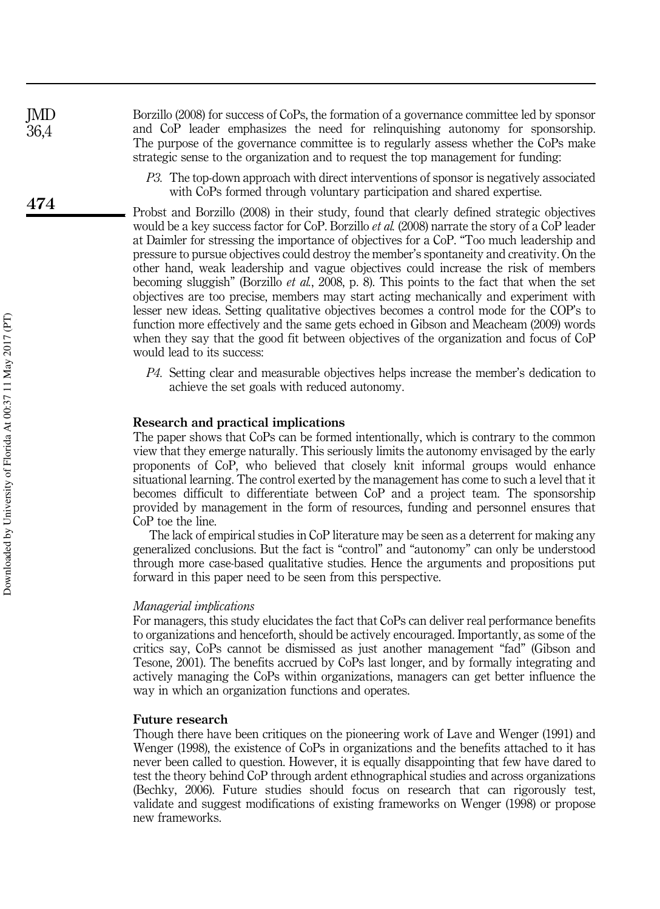Borzillo (2008) for success of CoPs, the formation of a governance committee led by sponsor and CoP leader emphasizes the need for relinquishing autonomy for sponsorship. The purpose of the governance committee is to regularly assess whether the CoPs make strategic sense to the organization and to request the top management for funding:

> *P3.* The top-down approach with direct interventions of sponsor is negatively associated with CoPs formed through voluntary participation and shared expertise.

Probst and Borzillo (2008) in their study, found that clearly defined strategic objectives would be a key success factor for CoP. Borzillo *et al.* (2008) narrate the story of a CoP leader at Daimler for stressing the importance of objectives for a CoP. "Too much leadership and pressure to pursue objectives could destroy the member's spontaneity and creativity. On the other hand, weak leadership and vague objectives could increase the risk of members becoming sluggish" (Borzillo *et al.*, 2008, p. 8). This points to the fact that when the set objectives are too precise, members may start acting mechanically and experiment with lesser new ideas. Setting qualitative objectives becomes a control mode for the COP's to function more effectively and the same gets echoed in Gibson and Meacheam (2009) words when they say that the good fit between objectives of the organization and focus of CoP would lead to its success:

> *P4.* Setting clear and measurable objectives helps increase the member's dedication to achieve the set goals with reduced autonomy.

## Research and practical implications

The paper shows that CoPs can be formed intentionally, which is contrary to the common view that they emerge naturally. This seriously limits the autonomy envisaged by the early proponents of CoP, who believed that closely knit informal groups would enhance situational learning. The control exerted by the management has come to such a level that it becomes difficult to differentiate between CoP and a project team. The sponsorship provided by management in the form of resources, funding and personnel ensures that CoP toe the line.

The lack of empirical studies in CoP literature may be seen as a deterrent for making any generalized conclusions. But the fact is "control" and "autonomy" can only be understood through more case-based qualitative studies. Hence the arguments and propositions put forward in this paper need to be seen from this perspective.

### *Managerial implications*

For managers, this study elucidates the fact that CoPs can deliver real performance benefits to organizations and henceforth, should be actively encouraged. Importantly, as some of the critics say, CoPs cannot be dismissed as just another management "fad" (Gibson and Tesone, 2001). The benefits accrued by CoPs last longer, and by formally integrating and actively managing the CoPs within organizations, managers can get better influence the way in which an organization functions and operates.

## Future research

Though there have been critiques on the pioneering work of Lave and Wenger (1991) and Wenger (1998), the existence of CoPs in organizations and the benefits attached to it has never been called to question. However, it is equally disappointing that few have dared to test the theory behind CoP through ardent ethnographical studies and across organizations (Bechky, 2006). Future studies should focus on research that can rigorously test, validate and suggest modifications of existing frameworks on Wenger (1998) or propose new frameworks.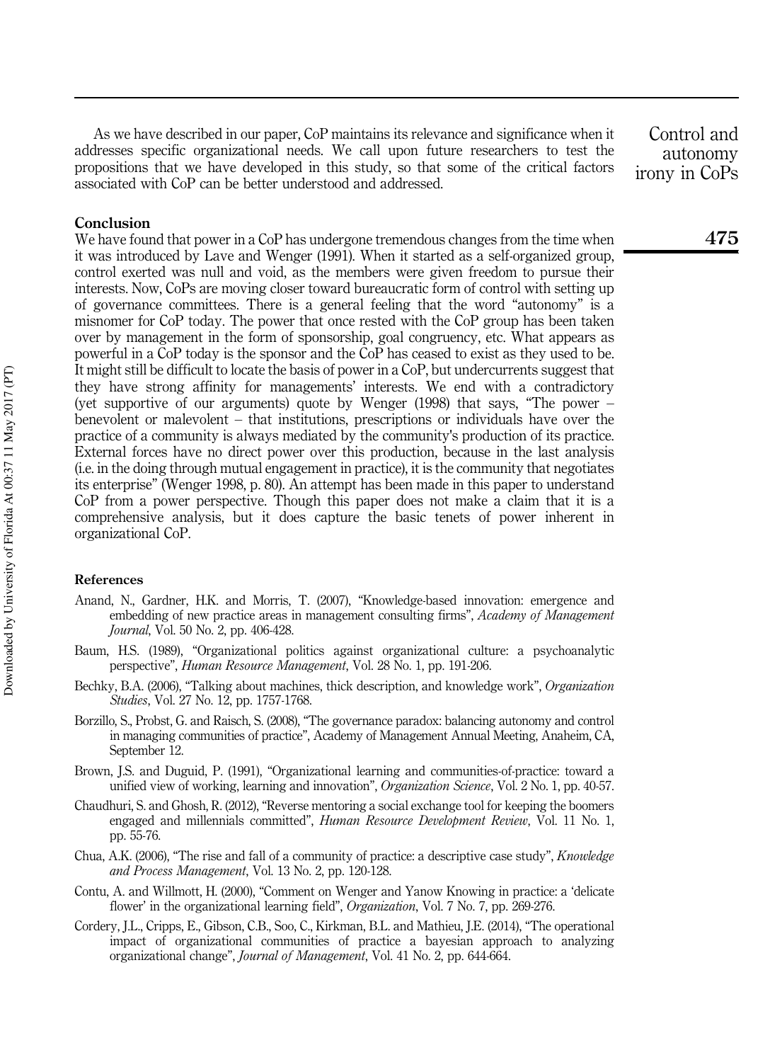As we have described in our paper, CoP maintains its relevance and significance when it addresses specific organizational needs. We call upon future researchers to test the propositions that we have developed in this study, so that some of the critical factors associated with CoP can be better understood and addressed.

## Conclusion

We have found that power in a CoP has undergone tremendous changes from the time when it was introduced by Lave and Wenger (1991). When it started as a self-organized group, control exerted was null and void, as the members were given freedom to pursue their interests. Now, CoPs are moving closer toward bureaucratic form of control with setting up of governance committees. There is a general feeling that the word "autonomy" is a misnomer for CoP today. The power that once rested with the CoP group has been taken over by management in the form of sponsorship, goal congruency, etc. What appears as powerful in a CoP today is the sponsor and the CoP has ceased to exist as they used to be. It might still be difficult to locate the basis of power in a CoP, but undercurrents suggest that they have strong affinity for managements' interests. We end with a contradictory (yet supportive of our arguments) quote by Wenger (1998) that says, "The power – benevolent or malevolent – that institutions, prescriptions or individuals have over the practice of a community is always mediated by the community's production of its practice. External forces have no direct power over this production, because in the last analysis (i.e. in the doing through mutual engagement in practice), it is the community that negotiates its enterprise" (Wenger 1998, p. 80). An attempt has been made in this paper to understand CoP from a power perspective. Though this paper does not make a claim that it is a comprehensive analysis, but it does capture the basic tenets of power inherent in organizational CoP.

## References

Anand, N., Gardner, H.K. and Morris, T. (2007), "Knowledge-based innovation: emergence and embedding of new practice areas in management consulting firms", *Academy of Management Journal*, Vol. 50 No. 2, pp. 406-428.

Baum, H.S. (1989), "Organizational politics against organizational culture: a psychoanalytic perspective", *Human Resource Management*, Vol. 28 No. 1, pp. 191-206.

Bechky, B.A. (2006), "Talking about machines, thick description, and knowledge work", *Organization Studies*, Vol. 27 No. 12, pp. 1757-1768.

Borzillo, S., Probst, G. and Raisch, S. (2008), "The governance paradox: balancing autonomy and control in managing communities of practice", Academy of Management Annual Meeting, Anaheim, CA, September 12.

Brown, J.S. and Duguid, P. (1991), "Organizational learning and communities-of-practice: toward a unified view of working, learning and innovation", *Organization Science*, Vol. 2 No. 1, pp. 40-57.

Chaudhuri, S. and Ghosh, R. (2012), "Reverse mentoring a social exchange tool for keeping the boomers engaged and millennials committed", *Human Resource Development Review*, Vol. 11 No. 1, pp. 55-76.

Chua, A.K. (2006), "The rise and fall of a community of practice: a descriptive case study", *Knowledge and Process Management*, Vol. 13 No. 2, pp. 120-128.

Contu, A. and Willmott, H. (2000), "Comment on Wenger and Yanow Knowing in practice: a 'delicate flower' in the organizational learning field", *Organization*, Vol. 7 No. 7, pp. 269-276.

Cordery, J.L., Cripps, E., Gibson, C.B., Soo, C., Kirkman, B.L. and Mathieu, J.E. (2014), "The operational impact of organizational communities of practice a bayesian approach to analyzing organizational change", *Journal of Management*, Vol. 41 No. 2, pp. 644-664.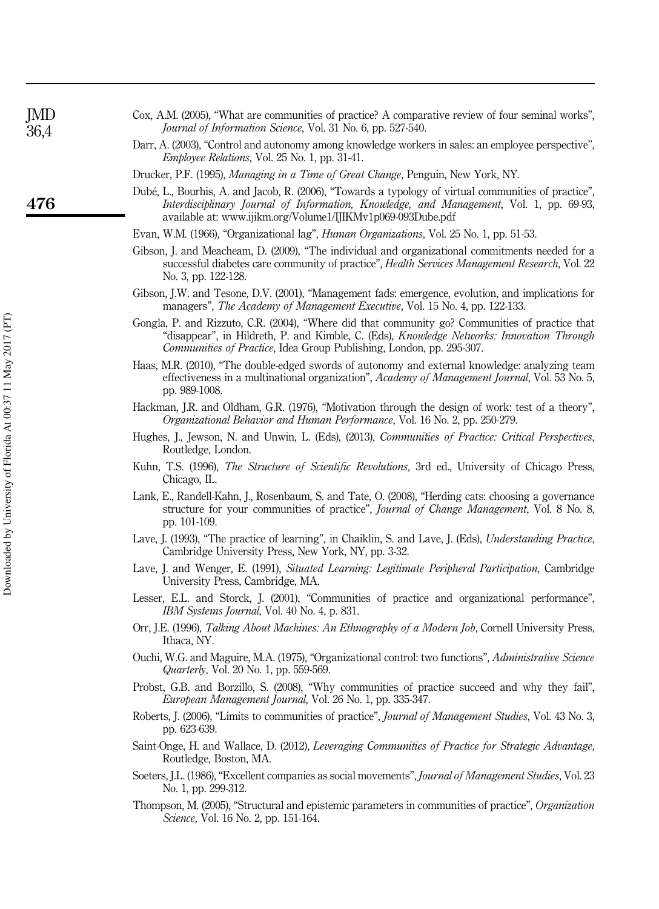Cox, A.M. (2005), "What are communities of practice? A comparative review of four seminal works", *Journal of Information Science*, Vol. 31 No. 6, pp. 527-540.

Darr, A. (2003), "Control and autonomy among knowledge workers in sales: an employee perspective", *Employee Relations*, Vol. 25 No. 1, pp. 31-41.

Drucker, P.F. (1995), *Managing in a Time of Great Change*, Penguin, New York, NY.

Dubé, L., Bourhis, A. and Jacob, R. (2006), "Towards a typology of virtual communities of practice", *Interdisciplinary Journal of Information, Knowledge, and Management*, Vol. 1, pp. 69-93, available at: www.ijikm.org/Volume1/IJIKMv1p069-093Dube.pdf

Evan, W.M. (1966), "Organizational lag", *Human Organizations*, Vol. 25 No. 1, pp. 51-53.

Gibson, J. and Meacheam, D. (2009), "The individual and organizational commitments needed for a successful diabetes care community of practice", *Health Services Management Research*, Vol. 22 No. 3, pp. 122-128.

Gibson, J.W. and Tesone, D.V. (2001), "Management fads: emergence, evolution, and implications for managers", *The Academy of Management Executive*, Vol. 15 No. 4, pp. 122-133.

Gongla, P. and Rizzuto, C.R. (2004), "Where did that community go? Communities of practice that "disappear", in Hildreth, P. and Kimble, C. (Eds), *Knowledge Networks: Innovation Through Communities of Practice*, Idea Group Publishing, London, pp. 295-307.

Haas, M.R. (2010), "The double-edged swords of autonomy and external knowledge: analyzing team effectiveness in a multinational organization", *Academy of Management Journal*, Vol. 53 No. 5, pp. 989-1008.

Hackman, J.R. and Oldham, G.R. (1976), "Motivation through the design of work: test of a theory", *Organizational Behavior and Human Performance*, Vol. 16 No. 2, pp. 250-279.

Hughes, J., Jewson, N. and Unwin, L. (Eds), (2013), *Communities of Practice: Critical Perspectives*, Routledge, London.

Kuhn, T.S. (1996), *The Structure of Scientific Revolutions*, 3rd ed., University of Chicago Press, Chicago, IL.

Lank, E., Randell-Kahn, J., Rosenbaum, S. and Tate, O. (2008), "Herding cats: choosing a governance structure for your communities of practice", *Journal of Change Management*, Vol. 8 No. 8, pp. 101-109.

Lave, J. (1993), "The practice of learning", in Chaiklin, S. and Lave, J. (Eds), *Understanding Practice*, Cambridge University Press, New York, NY, pp. 3-32.

Lave, J. and Wenger, E. (1991), *Situated Learning: Legitimate Peripheral Participation*, Cambridge University Press, Cambridge, MA.

Lesser, E.L. and Storck, J. (2001), "Communities of practice and organizational performance", *IBM Systems Journal*, Vol. 40 No. 4, p. 831.

Orr, J.E. (1996), *Talking About Machines: An Ethnography of a Modern Job*, Cornell University Press, Ithaca, NY.

Ouchi, W.G. and Maguire, M.A. (1975), "Organizational control: two functions", *Administrative Science Quarterly*, Vol. 20 No. 1, pp. 559-569.

Probst, G.B. and Borzillo, S. (2008), "Why communities of practice succeed and why they fail", *European Management Journal*, Vol. 26 No. 1, pp. 335-347.

Roberts, J. (2006), "Limits to communities of practice", *Journal of Management Studies*, Vol. 43 No. 3, pp. 623-639.

Saint-Onge, H. and Wallace, D. (2012), *Leveraging Communities of Practice for Strategic Advantage*, Routledge, Boston, MA.

Soeters, J.L. (1986), "Excellent companies as social movements", *Journal of Management Studies*, Vol. 23 No. 1, pp. 299-312.

Thompson, M. (2005), "Structural and epistemic parameters in communities of practice", *Organization Science*, Vol. 16 No. 2, pp. 151-164.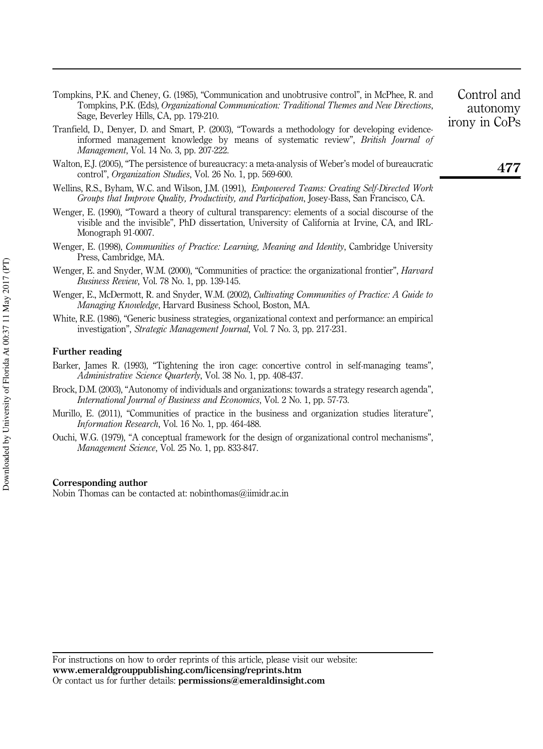Tompkins, P.K. and Cheney, G. (1985), "Communication and unobtrusive control", in McPhee, R. and Tompkins, P.K. (Eds), *Organizational Communication: Traditional Themes and New Directions*, Sage, Beverley Hills, CA, pp. 179-210.

Tranfield, D., Denyer, D. and Smart, P. (2003), "Towards a methodology for developing evidence-informed management knowledge by means of systematic review", *British Journal of Management*, Vol. 14 No. 3, pp. 207-222.

Walton, E.J. (2005), "The persistence of bureaucracy: a meta-analysis of Weber's model of bureaucratic control", *Organization Studies*, Vol. 26 No. 1, pp. 569-600.

Wellins, R.S., Byham, W.C. and Wilson, J.M. (1991), *Empowered Teams: Creating Self-Directed Work Groups that Improve Quality, Productivity, and Participation*, Josey-Bass, San Francisco, CA.

Wenger, E. (1990), "Toward a theory of cultural transparency: elements of a social discourse of the visible and the invisible", PhD dissertation, University of California at Irvine, CA, and IRL-Monograph 91-0007.

Wenger, E. (1998), *Communities of Practice: Learning, Meaning and Identity*, Cambridge University Press, Cambridge, MA.

Wenger, E. and Snyder, W.M. (2000), "Communities of practice: the organizational frontier", *Harvard Business Review*, Vol. 78 No. 1, pp. 139-145.

Wenger, E., McDermott, R. and Snyder, W.M. (2002), *Cultivating Communities of Practice: A Guide to Managing Knowledge*, Harvard Business School, Boston, MA.

White, R.E. (1986), "Generic business strategies, organizational context and performance: an empirical investigation", *Strategic Management Journal*, Vol. 7 No. 3, pp. 217-231.

### Further reading

Barker, James R. (1993), "Tightening the iron cage: concertive control in self-managing teams", *Administrative Science Quarterly*, Vol. 38 No. 1, pp. 408-437.

Brock, D.M. (2003), "Autonomy of individuals and organizations: towards a strategy research agenda", *International Journal of Business and Economics*, Vol. 2 No. 1, pp. 57-73.

Murillo, E. (2011), "Communities of practice in the business and organization studies literature", *Information Research*, Vol. 16 No. 1, pp. 464-488.

Ouchi, W.G. (1979), "A conceptual framework for the design of organizational control mechanisms", *Management Science*, Vol. 25 No. 1, pp. 833-847.

### Corresponding author

Nobin Thomas can be contacted at: nobinthomas@iimidr.ac.in

For instructions on how to order reprints of this article, please visit our website:
**www.emeraldgrouppublishing.com/licensing/reprints.htm**
Or contact us for further details: **permissions@emeraldinsight.com**